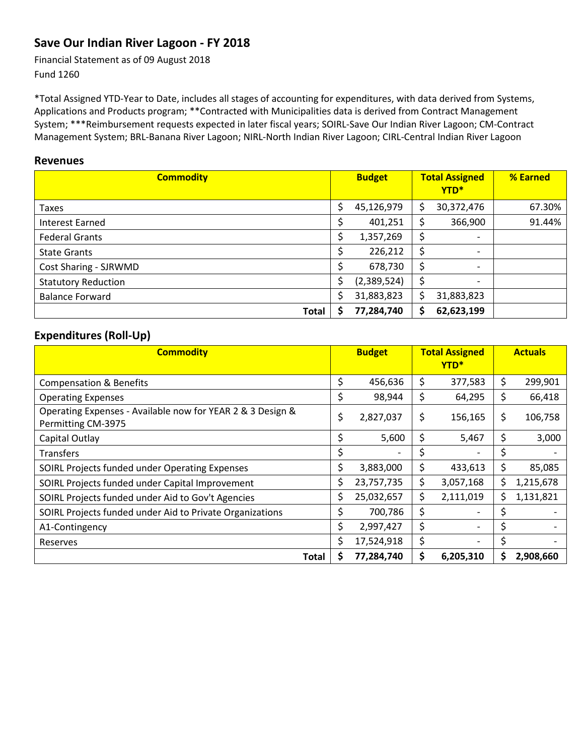# Save Our Indian River Lagoon - FY 2018

Financial Statement as of 09 August 2018

Fund 1260

*Total Assigned YTD-Year to Date, includes all stages of accounting for expenditures, with data derived from Systems, Applications and Products program; **Contracted with Municipalities data is derived from Contract Management System; ***Reimbursement requests expected in later fiscal years; SOIRL-Save Our Indian River Lagoon; CM-Contract Management System; BRL-Banana River Lagoon; NIRL-North Indian River Lagoon; CIRL-Central Indian River Lagoon

## Revenues

| Commodity | Budget | Total Assigned YTD* | % Earned |
|---|---|---|---|
| Taxes | $ 45,126,979 | $ 30,372,476 | 67.30% |
| Interest Earned | $ 401,251 | $ 366,900 | 91.44% |
| Federal Grants | $ 1,357,269 | $ - | |
| State Grants | $ 226,212 | $ - | |
| Cost Sharing - SJRWMD | $ 678,730 | $ - | |
| Statutory Reduction | $ (2,389,524) | $ - | |
| Balance Forward | $ 31,883,823 | $ 31,883,823 | |
| **Total** | **$ 77,284,740** | **$ 62,623,199** | |

## Expenditures (Roll-Up)

| Commodity | Budget | Total Assigned YTD* | Actuals |
|---|---|---|---|
| Compensation & Benefits | $ 456,636 | $ 377,583 | $ 299,901 |
| Operating Expenses | $ 98,944 | $ 64,295 | $ 66,418 |
| Operating Expenses - Available now for YEAR 2 & 3 Design & Permitting CM-3975 | $ 2,827,037 | $ 156,165 | $ 106,758 |
| Capital Outlay | $ 5,600 | $ 5,467 | $ 3,000 |
| Transfers | $ - | $ - | $ - |
| SOIRL Projects funded under Operating Expenses | $ 3,883,000 | $ 433,613 | $ 85,085 |
| SOIRL Projects funded under Capital Improvement | $ 23,757,735 | $ 3,057,168 | $ 1,215,678 |
| SOIRL Projects funded under Aid to Gov't Agencies | $ 25,032,657 | $ 2,111,019 | $ 1,131,821 |
| SOIRL Projects funded under Aid to Private Organizations | $ 700,786 | $ - | $ - |
| A1-Contingency | $ 2,997,427 | $ - | $ - |
| Reserves | $ 17,524,918 | $ - | $ - |
| **Total** | **$ 77,284,740** | **$ 6,205,310** | **$ 2,908,660** |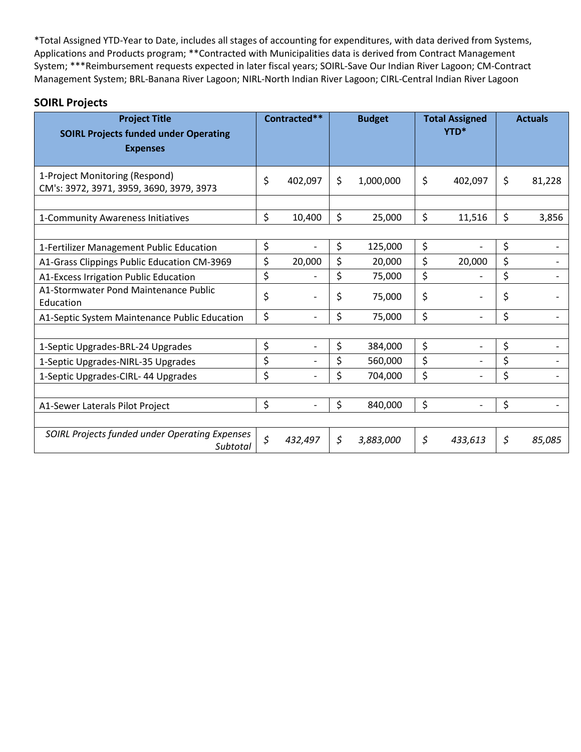*Total Assigned YTD-Year to Date, includes all stages of accounting for expenditures, with data derived from Systems, Applications and Products program; **Contracted with Municipalities data is derived from Contract Management System; ***Reimbursement requests expected in later fiscal years; SOIRL-Save Our Indian River Lagoon; CM-Contract Management System; BRL-Banana River Lagoon; NIRL-North Indian River Lagoon; CIRL-Central Indian River Lagoon

## SOIRL Projects

| Project Title<br>SOIRL Projects funded under Operating Expenses | Contracted** | Budget | Total Assigned YTD* | Actuals |
|---|---|---|---|---|
| 1-Project Monitoring (Respond)<br>CM's: 3972, 3971, 3959, 3690, 3979, 3973 | $ 402,097 | $ 1,000,000 | $ 402,097 | $ 81,228 |
| | | | | |
| 1-Community Awareness Initiatives | $ 10,400 | $ 25,000 | $ 11,516 | $ 3,856 |
| | | | | |
| 1-Fertilizer Management Public Education | $ - | $ 125,000 | $ - | $ - |
| A1-Grass Clippings Public Education CM-3969 | $ 20,000 | $ 20,000 | $ 20,000 | $ - |
| A1-Excess Irrigation Public Education | $ - | $ 75,000 | $ - | $ - |
| A1-Stormwater Pond Maintenance Public Education | $ - | $ 75,000 | $ - | $ - |
| A1-Septic System Maintenance Public Education | $ - | $ 75,000 | $ - | $ - |
| | | | | |
| 1-Septic Upgrades-BRL-24 Upgrades | $ - | $ 384,000 | $ - | $ - |
| 1-Septic Upgrades-NIRL-35 Upgrades | $ - | $ 560,000 | $ - | $ - |
| 1-Septic Upgrades-CIRL- 44 Upgrades | $ - | $ 704,000 | $ - | $ - |
| | | | | |
| A1-Sewer Laterals Pilot Project | $ - | $ 840,000 | $ - | $ - |
| | | | | |
| *SOIRL Projects funded under Operating Expenses Subtotal* | *$ 432,497* | *$ 3,883,000* | *$ 433,613* | *$ 85,085* |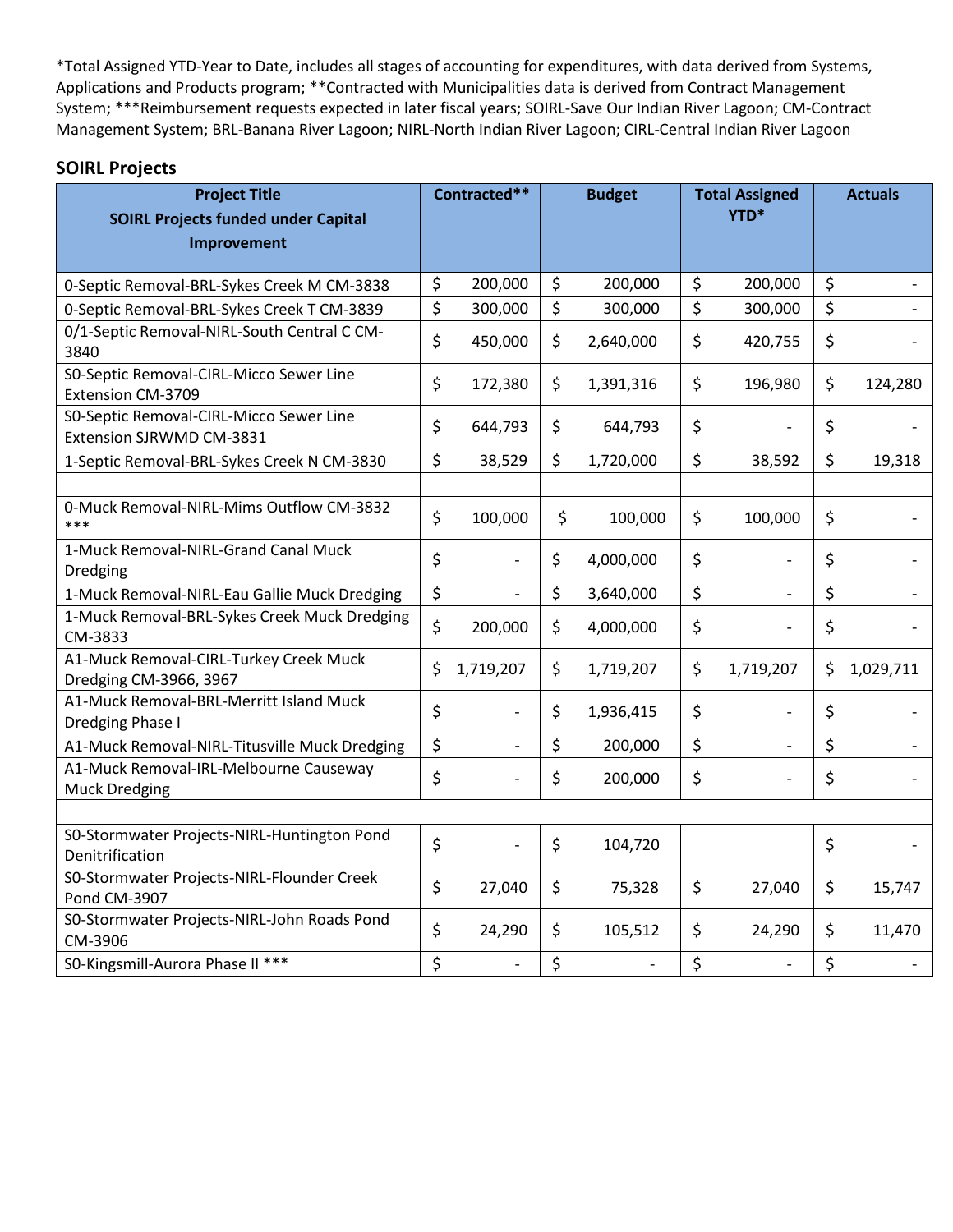*Total Assigned YTD-Year to Date, includes all stages of accounting for expenditures, with data derived from Systems, Applications and Products program; **Contracted with Municipalities data is derived from Contract Management System; ***Reimbursement requests expected in later fiscal years; SOIRL-Save Our Indian River Lagoon; CM-Contract Management System; BRL-Banana River Lagoon; NIRL-North Indian River Lagoon; CIRL-Central Indian River Lagoon

## SOIRL Projects

| Project Title<br>SOIRL Projects funded under Capital Improvement | Contracted** | Budget | Total Assigned YTD* | Actuals |
|---|---|---|---|---|
| 0-Septic Removal-BRL-Sykes Creek M CM-3838 | $ 200,000 | $ 200,000 | $ 200,000 | $ - |
| 0-Septic Removal-BRL-Sykes Creek T CM-3839 | $ 300,000 | $ 300,000 | $ 300,000 | $ - |
| 0/1-Septic Removal-NIRL-South Central C CM-3840 | $ 450,000 | $ 2,640,000 | $ 420,755 | $ - |
| S0-Septic Removal-CIRL-Micco Sewer Line Extension CM-3709 | $ 172,380 | $ 1,391,316 | $ 196,980 | $ 124,280 |
| S0-Septic Removal-CIRL-Micco Sewer Line Extension SJRWMD CM-3831 | $ 644,793 | $ 644,793 | $ - | $ - |
| 1-Septic Removal-BRL-Sykes Creek N CM-3830 | $ 38,529 | $ 1,720,000 | $ 38,592 | $ 19,318 |
| | | | | |
| 0-Muck Removal-NIRL-Mims Outflow CM-3832 *** | $ 100,000 | $ 100,000 | $ 100,000 | $ - |
| 1-Muck Removal-NIRL-Grand Canal Muck Dredging | $ - | $ 4,000,000 | $ - | $ - |
| 1-Muck Removal-NIRL-Eau Gallie Muck Dredging | $ - | $ 3,640,000 | $ - | $ - |
| 1-Muck Removal-BRL-Sykes Creek Muck Dredging CM-3833 | $ 200,000 | $ 4,000,000 | $ - | $ - |
| A1-Muck Removal-CIRL-Turkey Creek Muck Dredging CM-3966, 3967 | $ 1,719,207 | $ 1,719,207 | $ 1,719,207 | $ 1,029,711 |
| A1-Muck Removal-BRL-Merritt Island Muck Dredging Phase I | $ - | $ 1,936,415 | $ - | $ - |
| A1-Muck Removal-NIRL-Titusville Muck Dredging | $ - | $ 200,000 | $ - | $ - |
| A1-Muck Removal-IRL-Melbourne Causeway Muck Dredging | $ - | $ 200,000 | $ - | $ - |
| | | | | |
| S0-Stormwater Projects-NIRL-Huntington Pond Denitrification | $ - | $ 104,720 | | $ - |
| S0-Stormwater Projects-NIRL-Flounder Creek Pond CM-3907 | $ 27,040 | $ 75,328 | $ 27,040 | $ 15,747 |
| S0-Stormwater Projects-NIRL-John Roads Pond CM-3906 | $ 24,290 | $ 105,512 | $ 24,290 | $ 11,470 |
| S0-Kingsmill-Aurora Phase II *** | $ - | $ - | $ - | $ - |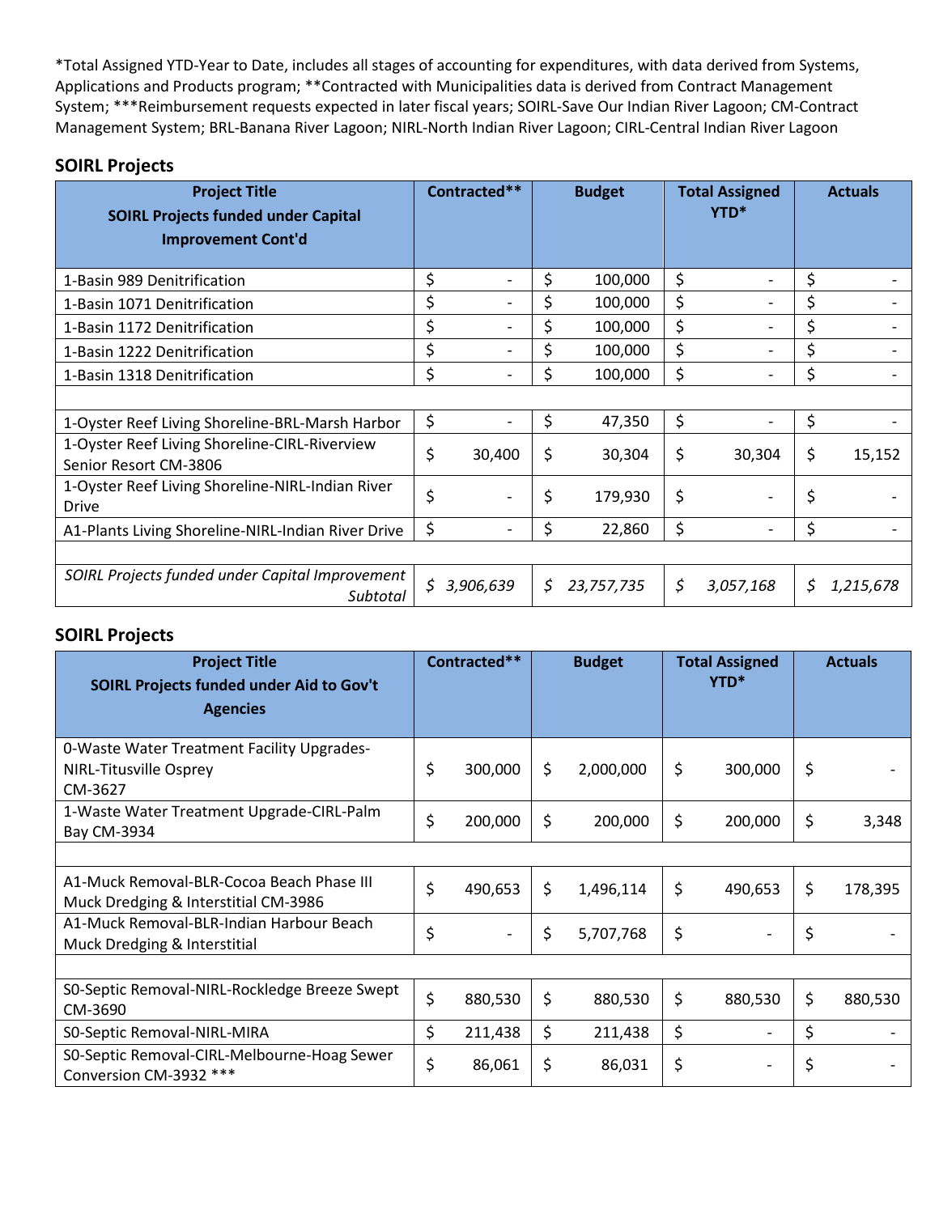*Total Assigned YTD-Year to Date, includes all stages of accounting for expenditures, with data derived from Systems, Applications and Products program; **Contracted with Municipalities data is derived from Contract Management System; ***Reimbursement requests expected in later fiscal years; SOIRL-Save Our Indian River Lagoon; CM-Contract Management System; BRL-Banana River Lagoon; NIRL-North Indian River Lagoon; CIRL-Central Indian River Lagoon

## SOIRL Projects

| Project Title<br>SOIRL Projects funded under Capital Improvement Cont'd | Contracted** | Budget | Total Assigned YTD* | Actuals |
|---|---|---|---|---|
| 1-Basin 989 Denitrification | $ - | $ 100,000 | $ - | $ - |
| 1-Basin 1071 Denitrification | $ - | $ 100,000 | $ - | $ - |
| 1-Basin 1172 Denitrification | $ - | $ 100,000 | $ - | $ - |
| 1-Basin 1222 Denitrification | $ - | $ 100,000 | $ - | $ - |
| 1-Basin 1318 Denitrification | $ - | $ 100,000 | $ - | $ - |
| | | | | |
| 1-Oyster Reef Living Shoreline-BRL-Marsh Harbor | $ - | $ 47,350 | $ - | $ - |
| 1-Oyster Reef Living Shoreline-CIRL-Riverview Senior Resort CM-3806 | $ 30,400 | $ 30,304 | $ 30,304 | $ 15,152 |
| 1-Oyster Reef Living Shoreline-NIRL-Indian River Drive | $ - | $ 179,930 | $ - | $ - |
| A1-Plants Living Shoreline-NIRL-Indian River Drive | $ - | $ 22,860 | $ - | $ - |
| | | | | |
| *SOIRL Projects funded under Capital Improvement Subtotal* | *$ 3,906,639* | *$ 23,757,735* | *$ 3,057,168* | *$ 1,215,678* |

## SOIRL Projects

| Project Title<br>SOIRL Projects funded under Aid to Gov't Agencies | Contracted** | Budget | Total Assigned YTD* | Actuals |
|---|---|---|---|---|
| 0-Waste Water Treatment Facility Upgrades-NIRL-Titusville Osprey CM-3627 | $ 300,000 | $ 2,000,000 | $ 300,000 | $ - |
| 1-Waste Water Treatment Upgrade-CIRL-Palm Bay CM-3934 | $ 200,000 | $ 200,000 | $ 200,000 | $ 3,348 |
| | | | | |
| A1-Muck Removal-BLR-Cocoa Beach Phase III Muck Dredging & Interstitial CM-3986 | $ 490,653 | $ 1,496,114 | $ 490,653 | $ 178,395 |
| A1-Muck Removal-BLR-Indian Harbour Beach Muck Dredging & Interstitial | $ - | $ 5,707,768 | $ - | $ - |
| | | | | |
| S0-Septic Removal-NIRL-Rockledge Breeze Swept CM-3690 | $ 880,530 | $ 880,530 | $ 880,530 | $ 880,530 |
| S0-Septic Removal-NIRL-MIRA | $ 211,438 | $ 211,438 | $ - | $ - |
| S0-Septic Removal-CIRL-Melbourne-Hoag Sewer Conversion CM-3932 *** | $ 86,061 | $ 86,031 | $ - | $ - |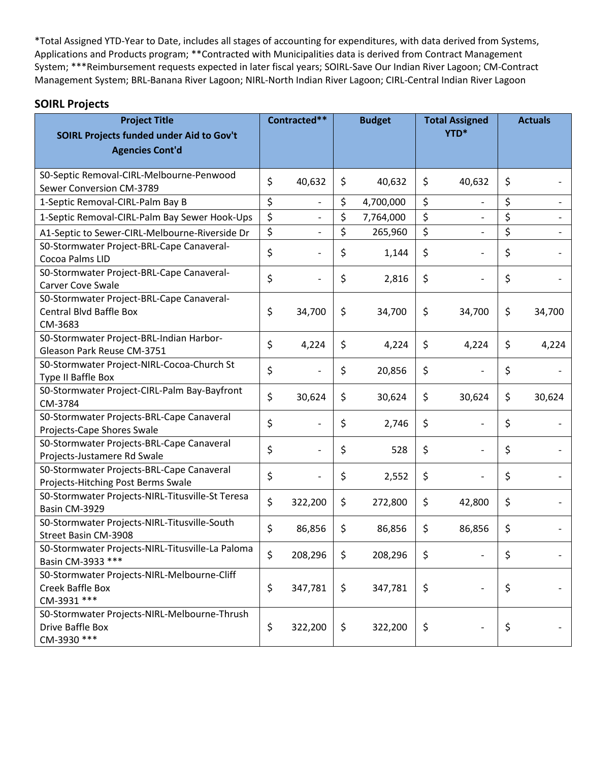*Total Assigned YTD-Year to Date, includes all stages of accounting for expenditures, with data derived from Systems, Applications and Products program; **Contracted with Municipalities data is derived from Contract Management System; ***Reimbursement requests expected in later fiscal years; SOIRL-Save Our Indian River Lagoon; CM-Contract Management System; BRL-Banana River Lagoon; NIRL-North Indian River Lagoon; CIRL-Central Indian River Lagoon

## SOIRL Projects

| Project Title<br>SOIRL Projects funded under Aid to Gov't Agencies Cont'd | Contracted** | Budget | Total Assigned YTD* | Actuals |
|---|---|---|---|---|
| S0-Septic Removal-CIRL-Melbourne-Penwood Sewer Conversion CM-3789 | $ 40,632 | $ 40,632 | $ 40,632 | $ - |
| 1-Septic Removal-CIRL-Palm Bay B | $ - | $ 4,700,000 | $ - | $ - |
| 1-Septic Removal-CIRL-Palm Bay Sewer Hook-Ups | $ - | $ 7,764,000 | $ - | $ - |
| A1-Septic to Sewer-CIRL-Melbourne-Riverside Dr | $ - | $ 265,960 | $ - | $ - |
| S0-Stormwater Project-BRL-Cape Canaveral-Cocoa Palms LID | $ - | $ 1,144 | $ - | $ - |
| S0-Stormwater Project-BRL-Cape Canaveral-Carver Cove Swale | $ - | $ 2,816 | $ - | $ - |
| S0-Stormwater Project-BRL-Cape Canaveral-Central Blvd Baffle Box CM-3683 | $ 34,700 | $ 34,700 | $ 34,700 | $ 34,700 |
| S0-Stormwater Project-BRL-Indian Harbor-Gleason Park Reuse CM-3751 | $ 4,224 | $ 4,224 | $ 4,224 | $ 4,224 |
| S0-Stormwater Project-NIRL-Cocoa-Church St Type II Baffle Box | $ - | $ 20,856 | $ - | $ - |
| S0-Stormwater Project-CIRL-Palm Bay-Bayfront CM-3784 | $ 30,624 | $ 30,624 | $ 30,624 | $ 30,624 |
| S0-Stormwater Projects-BRL-Cape Canaveral Projects-Cape Shores Swale | $ - | $ 2,746 | $ - | $ - |
| S0-Stormwater Projects-BRL-Cape Canaveral Projects-Justamere Rd Swale | $ - | $ 528 | $ - | $ - |
| S0-Stormwater Projects-BRL-Cape Canaveral Projects-Hitching Post Berms Swale | $ - | $ 2,552 | $ - | $ - |
| S0-Stormwater Projects-NIRL-Titusville-St Teresa Basin CM-3929 | $ 322,200 | $ 272,800 | $ 42,800 | $ - |
| S0-Stormwater Projects-NIRL-Titusville-South Street Basin CM-3908 | $ 86,856 | $ 86,856 | $ 86,856 | $ - |
| S0-Stormwater Projects-NIRL-Titusville-La Paloma Basin CM-3933 *** | $ 208,296 | $ 208,296 | $ - | $ - |
| S0-Stormwater Projects-NIRL-Melbourne-Cliff Creek Baffle Box CM-3931 *** | $ 347,781 | $ 347,781 | $ - | $ - |
| S0-Stormwater Projects-NIRL-Melbourne-Thrush Drive Baffle Box CM-3930 *** | $ 322,200 | $ 322,200 | $ - | $ - |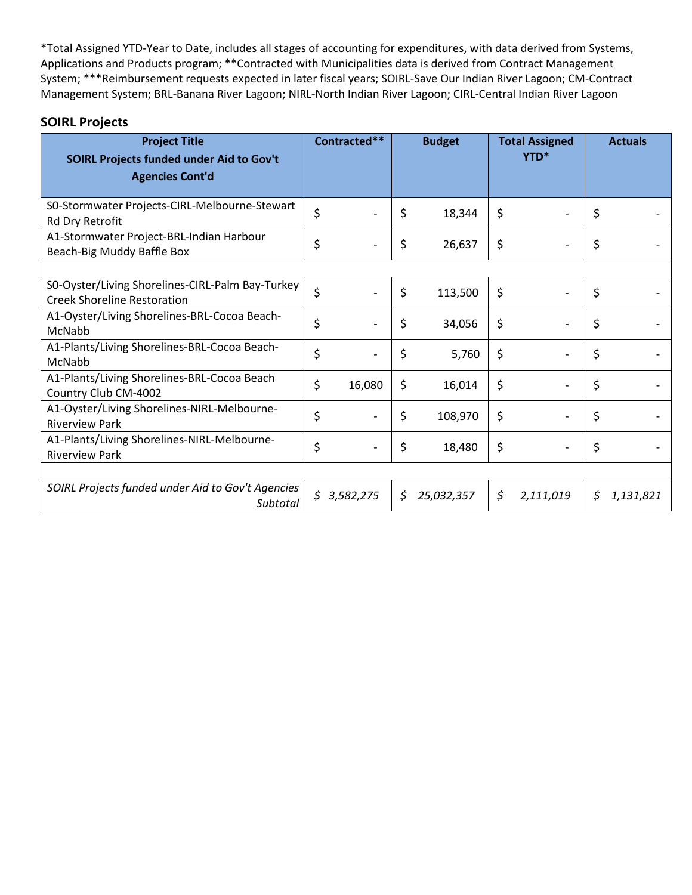*Total Assigned YTD-Year to Date, includes all stages of accounting for expenditures, with data derived from Systems, Applications and Products program; **Contracted with Municipalities data is derived from Contract Management System; ***Reimbursement requests expected in later fiscal years; SOIRL-Save Our Indian River Lagoon; CM-Contract Management System; BRL-Banana River Lagoon; NIRL-North Indian River Lagoon; CIRL-Central Indian River Lagoon

## SOIRL Projects

| Project Title<br>SOIRL Projects funded under Aid to Gov't Agencies Cont'd | Contracted** | Budget | Total Assigned YTD* | Actuals |
|---|---|---|---|---|
| S0-Stormwater Projects-CIRL-Melbourne-Stewart Rd Dry Retrofit | $ - | $ 18,344 | $ - | $ - |
| A1-Stormwater Project-BRL-Indian Harbour Beach-Big Muddy Baffle Box | $ - | $ 26,637 | $ - | $ - |
| | | | | |
| S0-Oyster/Living Shorelines-CIRL-Palm Bay-Turkey Creek Shoreline Restoration | $ - | $ 113,500 | $ - | $ - |
| A1-Oyster/Living Shorelines-BRL-Cocoa Beach-McNabb | $ - | $ 34,056 | $ - | $ - |
| A1-Plants/Living Shorelines-BRL-Cocoa Beach-McNabb | $ - | $ 5,760 | $ - | $ - |
| A1-Plants/Living Shorelines-BRL-Cocoa Beach Country Club CM-4002 | $ 16,080 | $ 16,014 | $ - | $ - |
| A1-Oyster/Living Shorelines-NIRL-Melbourne-Riverview Park | $ - | $ 108,970 | $ - | $ - |
| A1-Plants/Living Shorelines-NIRL-Melbourne-Riverview Park | $ - | $ 18,480 | $ - | $ - |
| | | | | |
| *SOIRL Projects funded under Aid to Gov't Agencies Subtotal* | *$ 3,582,275* | *$ 25,032,357* | *$ 2,111,019* | *$ 1,131,821* |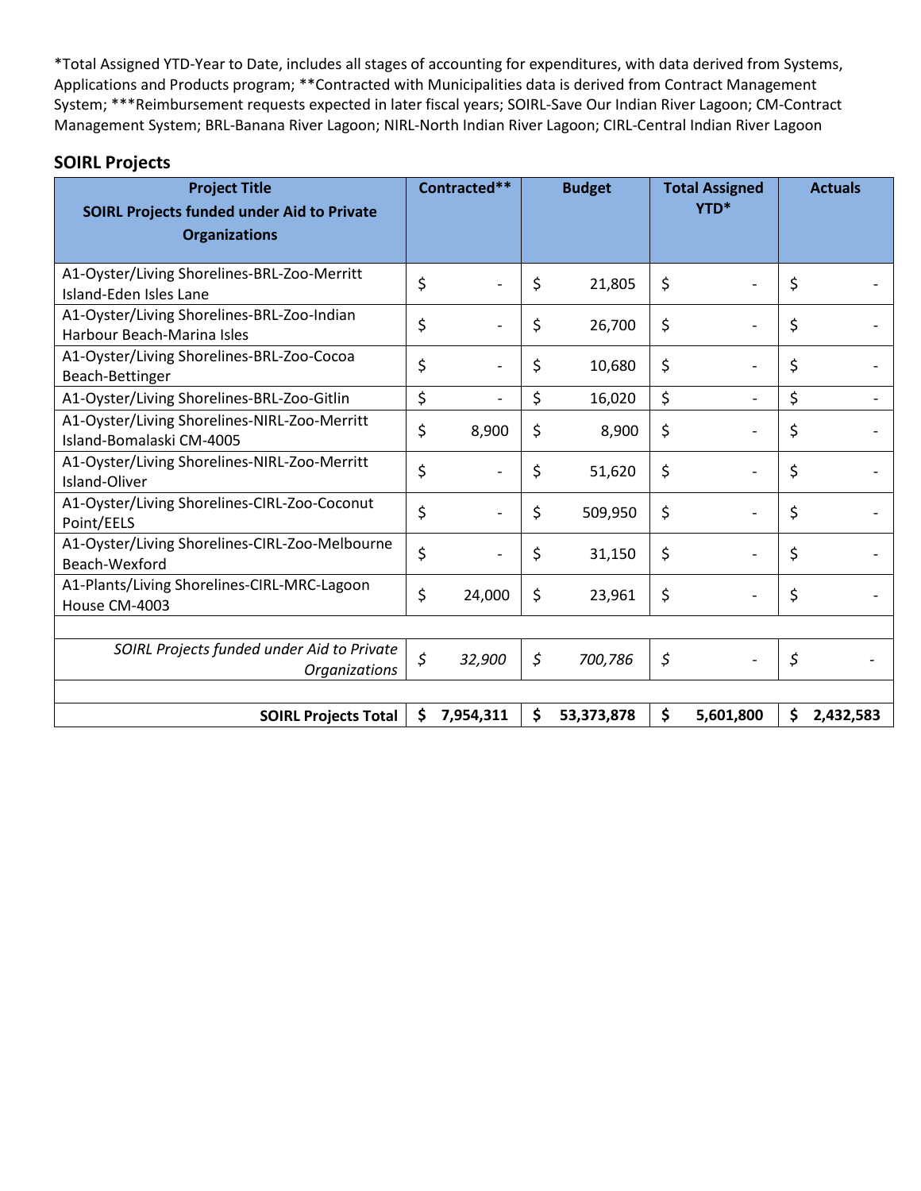*Total Assigned YTD-Year to Date, includes all stages of accounting for expenditures, with data derived from Systems, Applications and Products program; **Contracted with Municipalities data is derived from Contract Management System; ***Reimbursement requests expected in later fiscal years; SOIRL-Save Our Indian River Lagoon; CM-Contract Management System; BRL-Banana River Lagoon; NIRL-North Indian River Lagoon; CIRL-Central Indian River Lagoon

## SOIRL Projects

| Project Title<br>**SOIRL Projects funded under Aid to Private Organizations** | Contracted** | Budget | Total Assigned YTD* | Actuals |
|---|---|---|---|---|
| A1-Oyster/Living Shorelines-BRL-Zoo-Merritt Island-Eden Isles Lane | $ - | $ 21,805 | $ - | $ - |
| A1-Oyster/Living Shorelines-BRL-Zoo-Indian Harbour Beach-Marina Isles | $ - | $ 26,700 | $ - | $ - |
| A1-Oyster/Living Shorelines-BRL-Zoo-Cocoa Beach-Bettinger | $ - | $ 10,680 | $ - | $ - |
| A1-Oyster/Living Shorelines-BRL-Zoo-Gitlin | $ - | $ 16,020 | $ - | $ - |
| A1-Oyster/Living Shorelines-NIRL-Zoo-Merritt Island-Bomalaski CM-4005 | $ 8,900 | $ 8,900 | $ - | $ - |
| A1-Oyster/Living Shorelines-NIRL-Zoo-Merritt Island-Oliver | $ - | $ 51,620 | $ - | $ - |
| A1-Oyster/Living Shorelines-CIRL-Zoo-Coconut Point/EELS | $ - | $ 509,950 | $ - | $ - |
| A1-Oyster/Living Shorelines-CIRL-Zoo-Melbourne Beach-Wexford | $ - | $ 31,150 | $ - | $ - |
| A1-Plants/Living Shorelines-CIRL-MRC-Lagoon House CM-4003 | $ 24,000 | $ 23,961 | $ - | $ - |
| | | | | |
| *SOIRL Projects funded under Aid to Private Organizations* | *$ 32,900* | *$ 700,786* | *$ -* | *$ -* |
| | | | | |
| **SOIRL Projects Total** | **$ 7,954,311** | **$ 53,373,878** | **$ 5,601,800** | **$ 2,432,583** |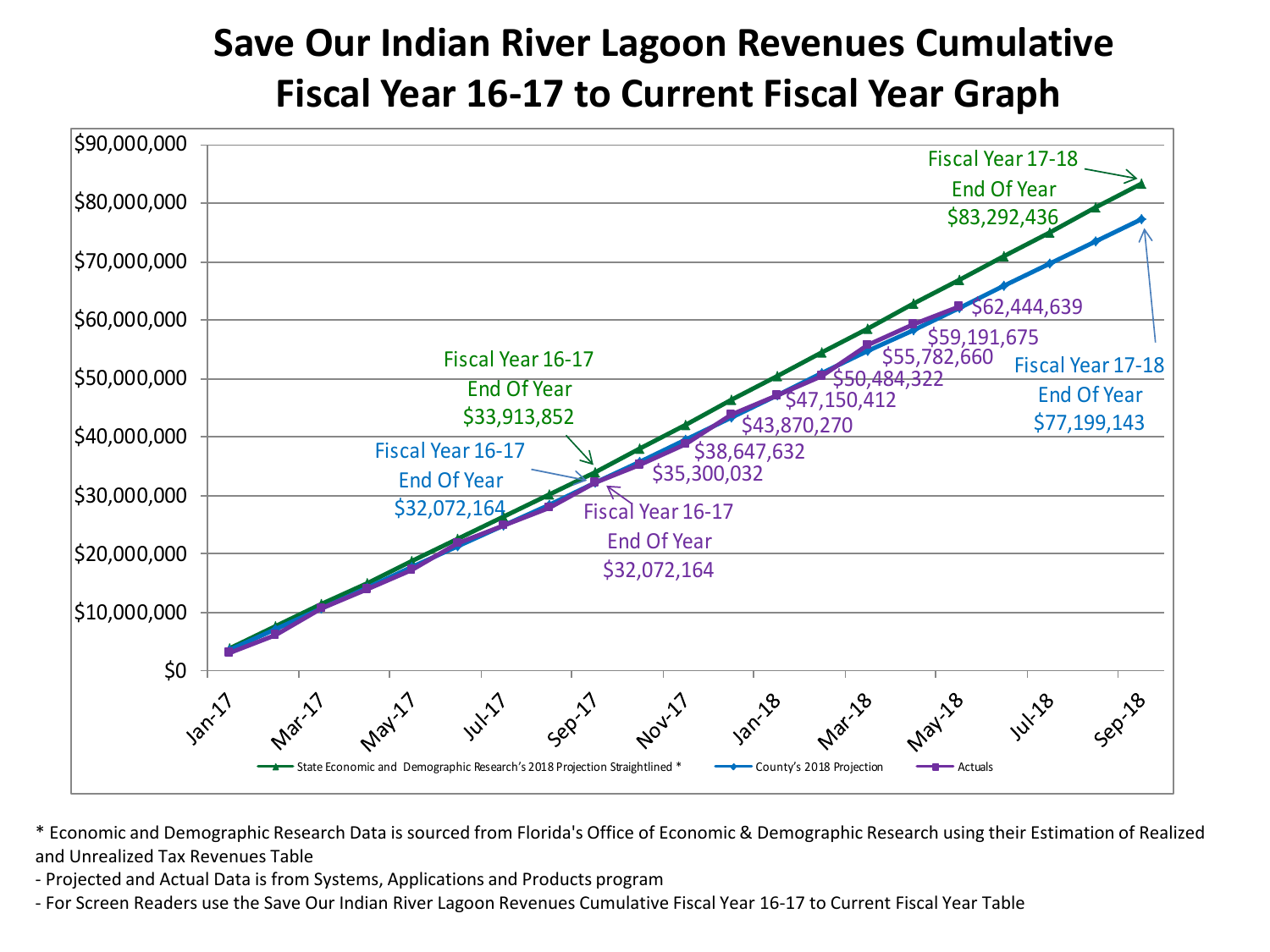# Save Our Indian River Lagoon Revenues Cumulative Fiscal Year 16-17 to Current Fiscal Year Graph

Fiscal Year 17-18 End Of Year $83,292,436

Fiscal Year 16-17 End Of Year $33,913,852

Fiscal Year 16-17 End Of Year $32,072,164

Fiscal Year 16-17 End Of Year $32,072,164

$35,300,032

$38,647,632

$43,870,270

$47,150,412

$50,484,322

$55,782,660

$59,191,675

$62,444,639

Fiscal Year 17-18 End Of Year $77,199,143

$90,000,000
$80,000,000
$70,000,000
$60,000,000
$50,000,000
$40,000,000
$30,000,000
$20,000,000
$10,000,000
$0

Jan-17 Mar-17 May-17 Jul-17 Sep-17 Nov-17 Jan-18 Mar-18 May-18 Jul-18 Sep-18

State Economic and Demographic Research's 2018 Projection Straightlined * — County's 2018 Projection — Actuals

\* Economic and Demographic Research Data is sourced from Florida's Office of Economic & Demographic Research using their Estimation of Realized and Unrealized Tax Revenues Table

- Projected and Actual Data is from Systems, Applications and Products program
- For Screen Readers use the Save Our Indian River Lagoon Revenues Cumulative Fiscal Year 16-17 to Current Fiscal Year Table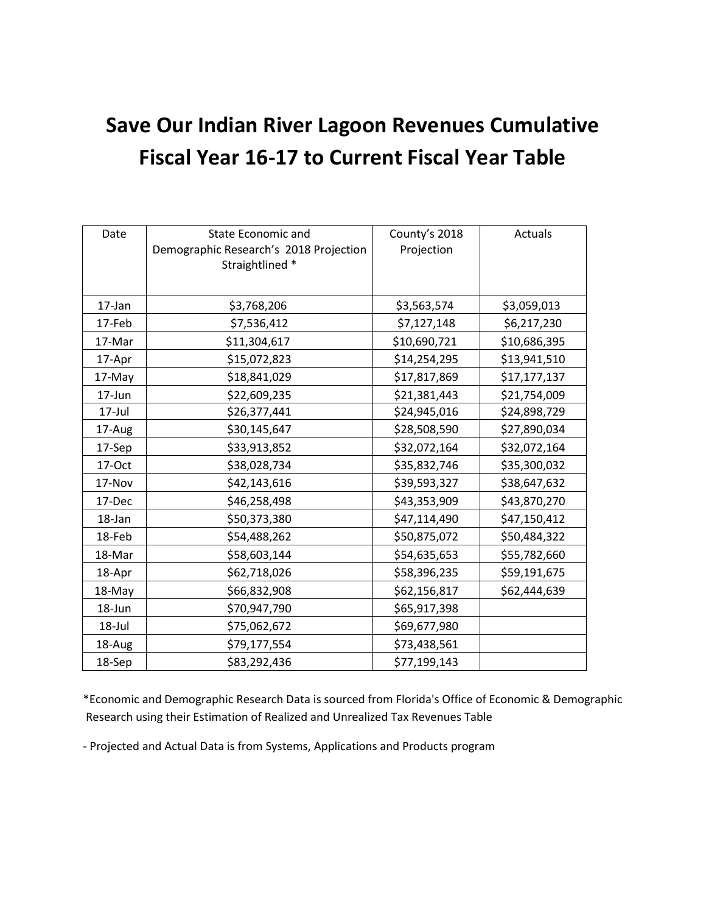# Save Our Indian River Lagoon Revenues Cumulative Fiscal Year 16-17 to Current Fiscal Year Table

| Date | State Economic and Demographic Research's 2018 Projection Straightlined * | County's 2018 Projection | Actuals |
|---|---|---|---|
| 17-Jan | $3,768,206 | $3,563,574 | $3,059,013 |
| 17-Feb | $7,536,412 | $7,127,148 | $6,217,230 |
| 17-Mar | $11,304,617 | $10,690,721 | $10,686,395 |
| 17-Apr | $15,072,823 | $14,254,295 | $13,941,510 |
| 17-May | $18,841,029 | $17,817,869 | $17,177,137 |
| 17-Jun | $22,609,235 | $21,381,443 | $21,754,009 |
| 17-Jul | $26,377,441 | $24,945,016 | $24,898,729 |
| 17-Aug | $30,145,647 | $28,508,590 | $27,890,034 |
| 17-Sep | $33,913,852 | $32,072,164 | $32,072,164 |
| 17-Oct | $38,028,734 | $35,832,746 | $35,300,032 |
| 17-Nov | $42,143,616 | $39,593,327 | $38,647,632 |
| 17-Dec | $46,258,498 | $43,353,909 | $43,870,270 |
| 18-Jan | $50,373,380 | $47,114,490 | $47,150,412 |
| 18-Feb | $54,488,262 | $50,875,072 | $50,484,322 |
| 18-Mar | $58,603,144 | $54,635,653 | $55,782,660 |
| 18-Apr | $62,718,026 | $58,396,235 | $59,191,675 |
| 18-May | $66,832,908 | $62,156,817 | $62,444,639 |
| 18-Jun | $70,947,790 | $65,917,398 | |
| 18-Jul | $75,062,672 | $69,677,980 | |
| 18-Aug | $79,177,554 | $73,438,561 | |
| 18-Sep | $83,292,436 | $77,199,143 | |

*Economic and Demographic Research Data is sourced from Florida's Office of Economic & Demographic Research using their Estimation of Realized and Unrealized Tax Revenues Table

- Projected and Actual Data is from Systems, Applications and Products program